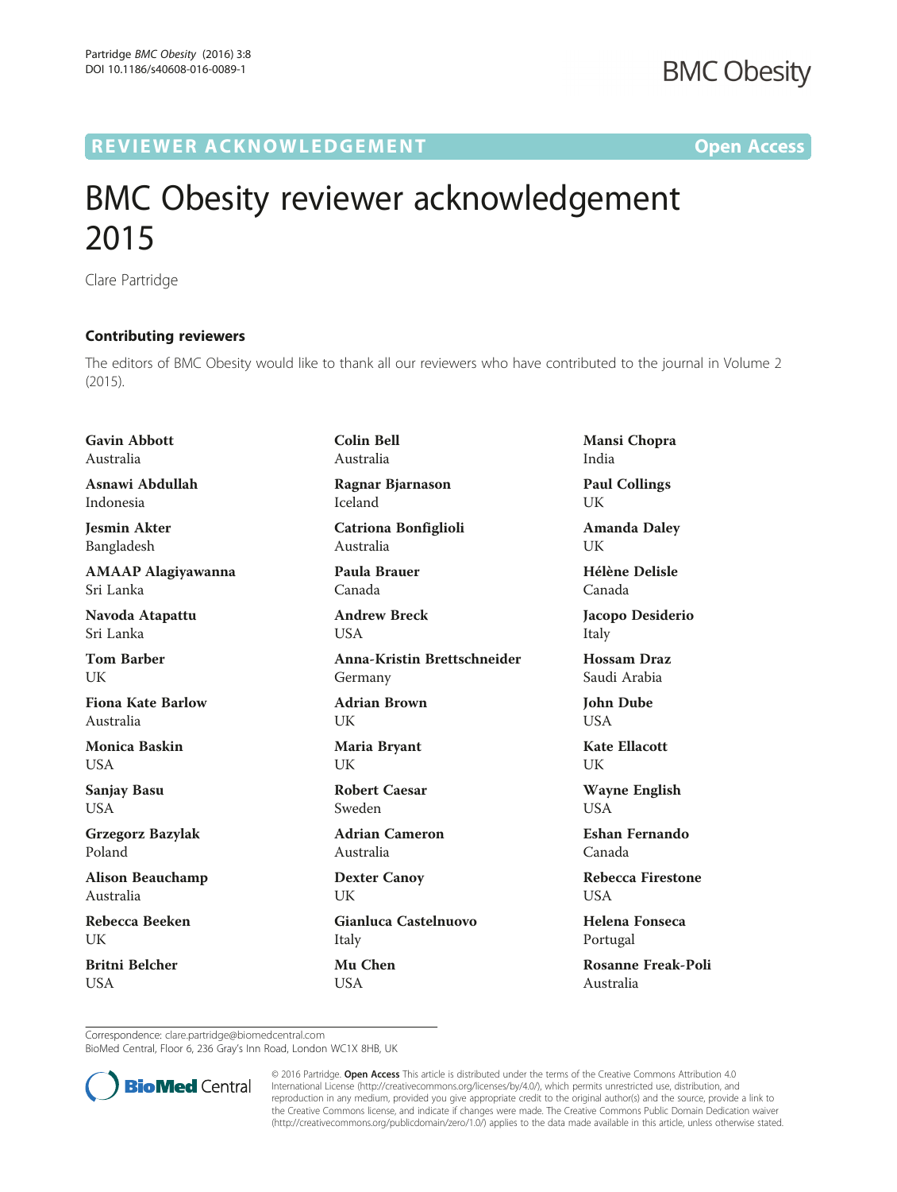REVIEWER ACKNOWLEDGEMENT Open Access

# BMC Obesity reviewer acknowledgement 2015

Clare Partridge

## Contributing reviewers

The editors of BMC Obesity would like to thank all our reviewers who have contributed to the journal in Volume 2 (2015).

**Gavin Abbott**
Australia

**Asnawi Abdullah**
Indonesia

**Jesmin Akter**
Bangladesh

**AMAAP Alagiyawanna**
Sri Lanka

**Navoda Atapattu**
Sri Lanka

**Tom Barber**
UK

**Fiona Kate Barlow**
Australia

**Monica Baskin**
USA

**Sanjay Basu**
USA

**Grzegorz Bazylak**
Poland

**Alison Beauchamp**
Australia

**Rebecca Beeken**
UK

**Britni Belcher**
USA

**Colin Bell**
Australia

**Ragnar Bjarnason**
Iceland

**Catriona Bonfiglioli**
Australia

**Paula Brauer**
Canada

**Andrew Breck**
USA

**Anna-Kristin Brettschneider**
Germany

**Adrian Brown**
UK

**Maria Bryant**
UK

**Robert Caesar**
Sweden

**Adrian Cameron**
Australia

**Dexter Canoy**
UK

**Gianluca Castelnuovo**
Italy

**Mu Chen**
USA

**Mansi Chopra**
India

**Paul Collings**
UK

**Amanda Daley**
UK

**Hélène Delisle**
Canada

**Jacopo Desiderio**
Italy

**Hossam Draz**
Saudi Arabia

**John Dube**
USA

**Kate Ellacott**
UK

**Wayne English**
USA

**Eshan Fernando**
Canada

**Rebecca Firestone**
USA

**Helena Fonseca**
Portugal

**Rosanne Freak-Poli**
Australia

Correspondence: clare.partridge@biomedcentral.com
BioMed Central, Floor 6, 236 Gray's Inn Road, London WC1X 8HB, UK

© 2016 Partridge. **Open Access** This article is distributed under the terms of the Creative Commons Attribution 4.0 International License (http://creativecommons.org/licenses/by/4.0/), which permits unrestricted use, distribution, and reproduction in any medium, provided you give appropriate credit to the original author(s) and the source, provide a link to the Creative Commons license, and indicate if changes were made. The Creative Commons Public Domain Dedication waiver (http://creativecommons.org/publicdomain/zero/1.0/) applies to the data made available in this article, unless otherwise stated.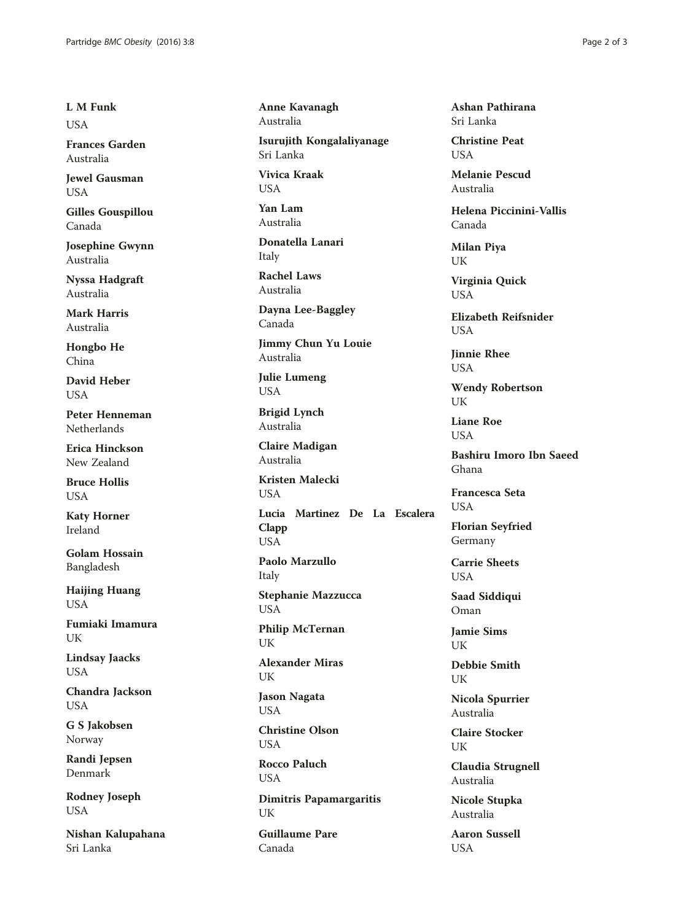**L M Funk**
USA

**Frances Garden**
Australia

**Jewel Gausman**
USA

**Gilles Gouspillou**
Canada

**Josephine Gwynn**
Australia

**Nyssa Hadgraft**
Australia

**Mark Harris**
Australia

**Hongbo He**
China

**David Heber**
USA

**Peter Henneman**
Netherlands

**Erica Hinckson**
New Zealand

**Bruce Hollis**
USA

**Katy Horner**
Ireland

**Golam Hossain**
Bangladesh

**Haijing Huang**
USA

**Fumiaki Imamura**
UK

**Lindsay Jaacks**
USA

**Chandra Jackson**
USA

**G S Jakobsen**
Norway

**Randi Jepsen**
Denmark

**Rodney Joseph**
USA

**Nishan Kalupahana**
Sri Lanka

**Anne Kavanagh**
Australia

**Isurujith Kongalaliyanage**
Sri Lanka

**Vivica Kraak**
USA

**Yan Lam**
Australia

**Donatella Lanari**
Italy

**Rachel Laws**
Australia

**Dayna Lee-Baggley**
Canada

**Jimmy Chun Yu Louie**
Australia

**Julie Lumeng**
USA

**Brigid Lynch**
Australia

**Claire Madigan**
Australia

**Kristen Malecki**
USA

**Lucia Martinez De La Escalera Clapp**
USA

**Paolo Marzullo**
Italy

**Stephanie Mazzucca**
USA

**Philip McTernan**
UK

**Alexander Miras**
UK

**Jason Nagata**
USA

**Christine Olson**
USA

**Rocco Paluch**
USA

**Dimitris Papamargaritis**
UK

**Guillaume Pare**
Canada

**Ashan Pathirana**
Sri Lanka

**Christine Peat**
USA

**Melanie Pescud**
Australia

**Helena Piccinini-Vallis**
Canada

**Milan Piya**
UK

**Virginia Quick**
USA

**Elizabeth Reifsnider**
USA

**Jinnie Rhee**
USA

**Wendy Robertson**
UK

**Liane Roe**
USA

**Bashiru Imoro Ibn Saeed**
Ghana

**Francesca Seta**
USA

**Florian Seyfried**
Germany

**Carrie Sheets**
USA

**Saad Siddiqui**
Oman

**Jamie Sims**
UK

**Debbie Smith**
UK

**Nicola Spurrier**
Australia

**Claire Stocker**
UK

**Claudia Strugnell**
Australia

**Nicole Stupka**
Australia

**Aaron Sussell**
USA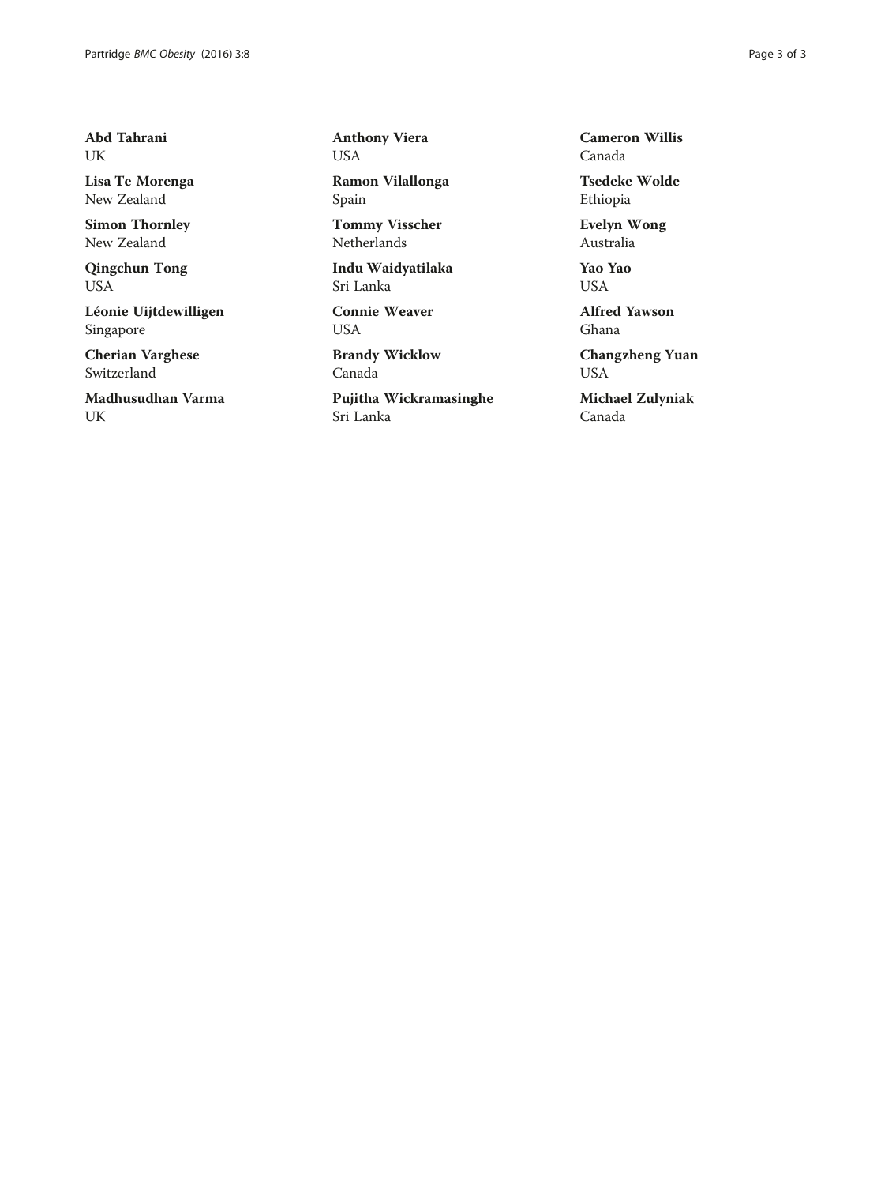**Abd Tahrani**
UK

**Lisa Te Morenga**
New Zealand

**Simon Thornley**
New Zealand

**Qingchun Tong**
USA

**Léonie Uijtdewilligen**
Singapore

**Cherian Varghese**
Switzerland

**Madhusudhan Varma**
UK

**Anthony Viera**
USA

**Ramon Vilallonga**
Spain

**Tommy Visscher**
Netherlands

**Indu Waidyatilaka**
Sri Lanka

**Connie Weaver**
USA

**Brandy Wicklow**
Canada

**Pujitha Wickramasinghe**
Sri Lanka

**Cameron Willis**
Canada

**Tsedeke Wolde**
Ethiopia

**Evelyn Wong**
Australia

**Yao Yao**
USA

**Alfred Yawson**
Ghana

**Changzheng Yuan**
USA

**Michael Zulyniak**
Canada